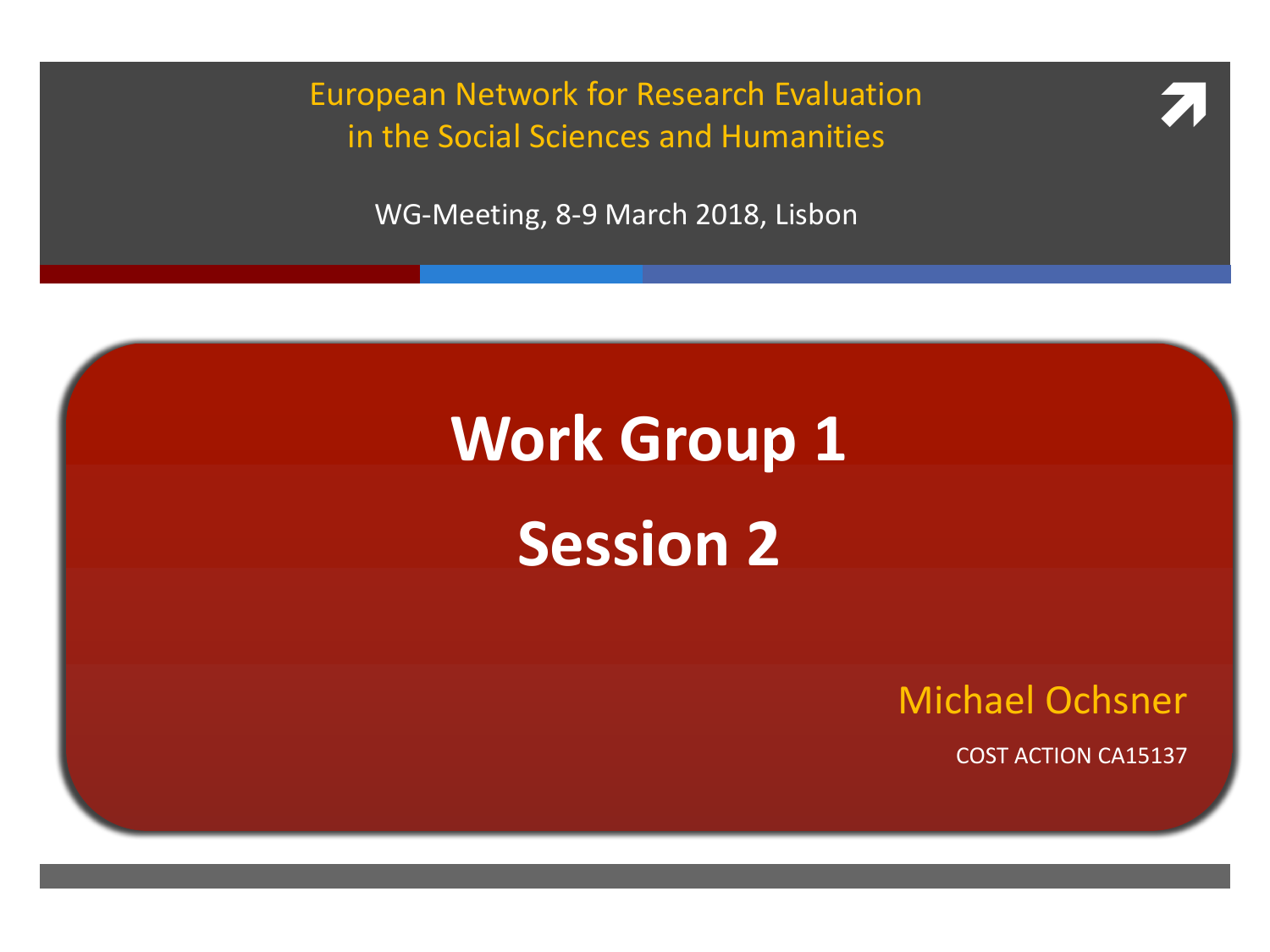European Network for Research Evaluation
in the Social Sciences and Humanities

WG-Meeting, 8-9 March 2018, Lisbon

# Work Group 1

# Session 2

Michael Ochsner

COST ACTION CA15137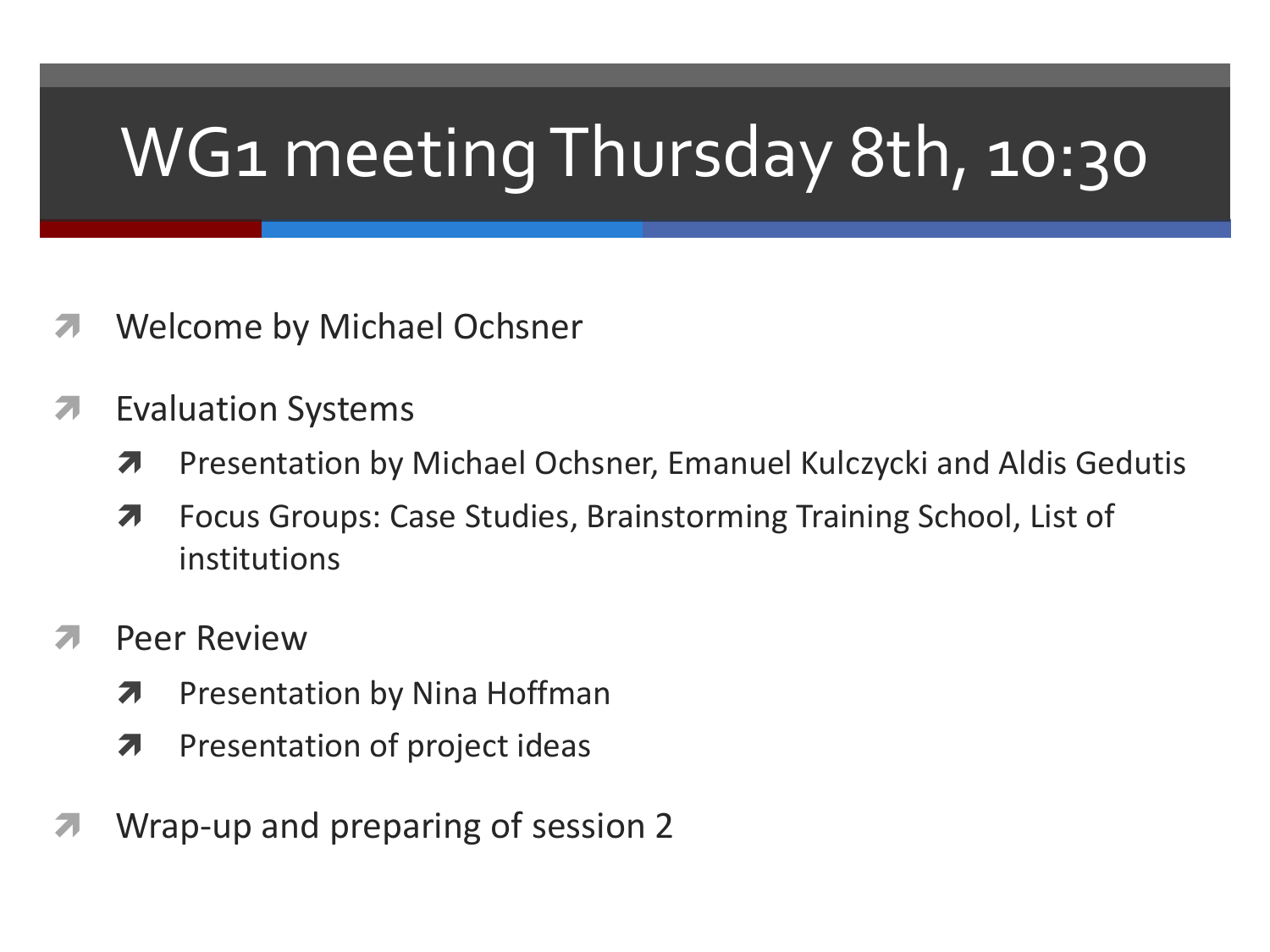# WG1 meeting Thursday 8th, 10:30

- Welcome by Michael Ochsner
- Evaluation Systems
  - Presentation by Michael Ochsner, Emanuel Kulczycki and Aldis Gedutis
  - Focus Groups: Case Studies, Brainstorming Training School, List of institutions
- Peer Review
  - Presentation by Nina Hoffman
  - Presentation of project ideas
- Wrap-up and preparing of session 2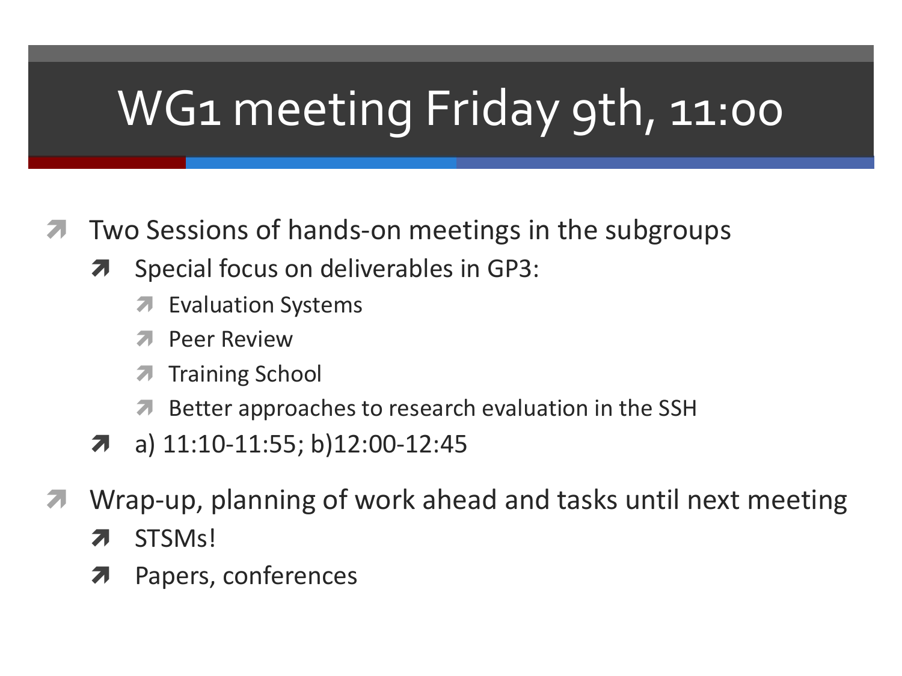# WG1 meeting Friday 9th, 11:00

- Two Sessions of hands-on meetings in the subgroups
  - Special focus on deliverables in GP3:
    - Evaluation Systems
    - Peer Review
    - Training School
    - Better approaches to research evaluation in the SSH
  - a) 11:10-11:55; b)12:00-12:45
- Wrap-up, planning of work ahead and tasks until next meeting
  - STSMs!
  - Papers, conferences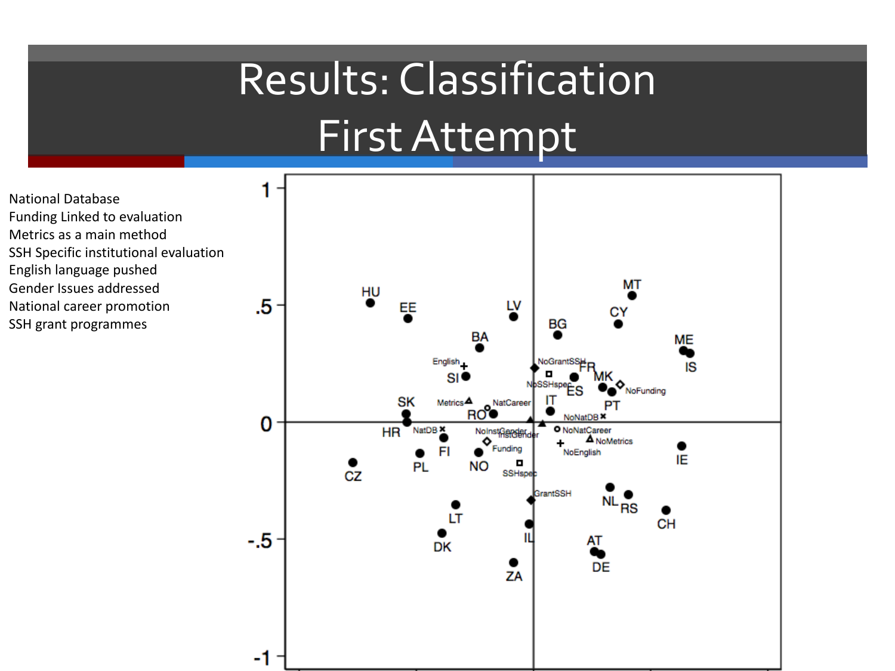# Results: Classification First Attempt

National Database
Funding Linked to evaluation
Metrics as a main method
SSH Specific institutional evaluation
English language pushed
Gender Issues addressed
National career promotion
SSH grant programmes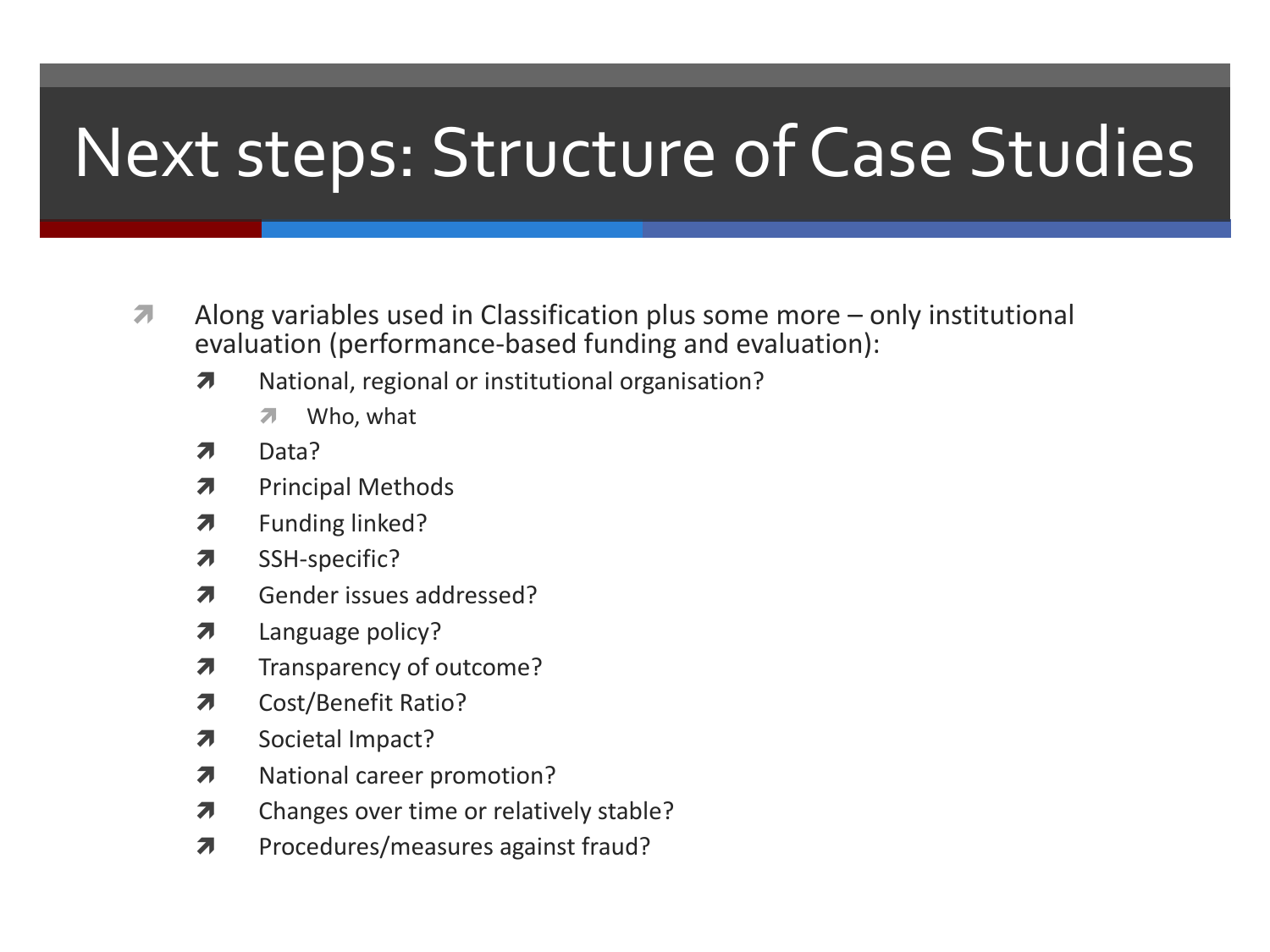# Next steps: Structure of Case Studies

- Along variables used in Classification plus some more – only institutional evaluation (performance-based funding and evaluation):
  - National, regional or institutional organisation?
    - Who, what
  - Data?
  - Principal Methods
  - Funding linked?
  - SSH-specific?
  - Gender issues addressed?
  - Language policy?
  - Transparency of outcome?
  - Cost/Benefit Ratio?
  - Societal Impact?
  - National career promotion?
  - Changes over time or relatively stable?
  - Procedures/measures against fraud?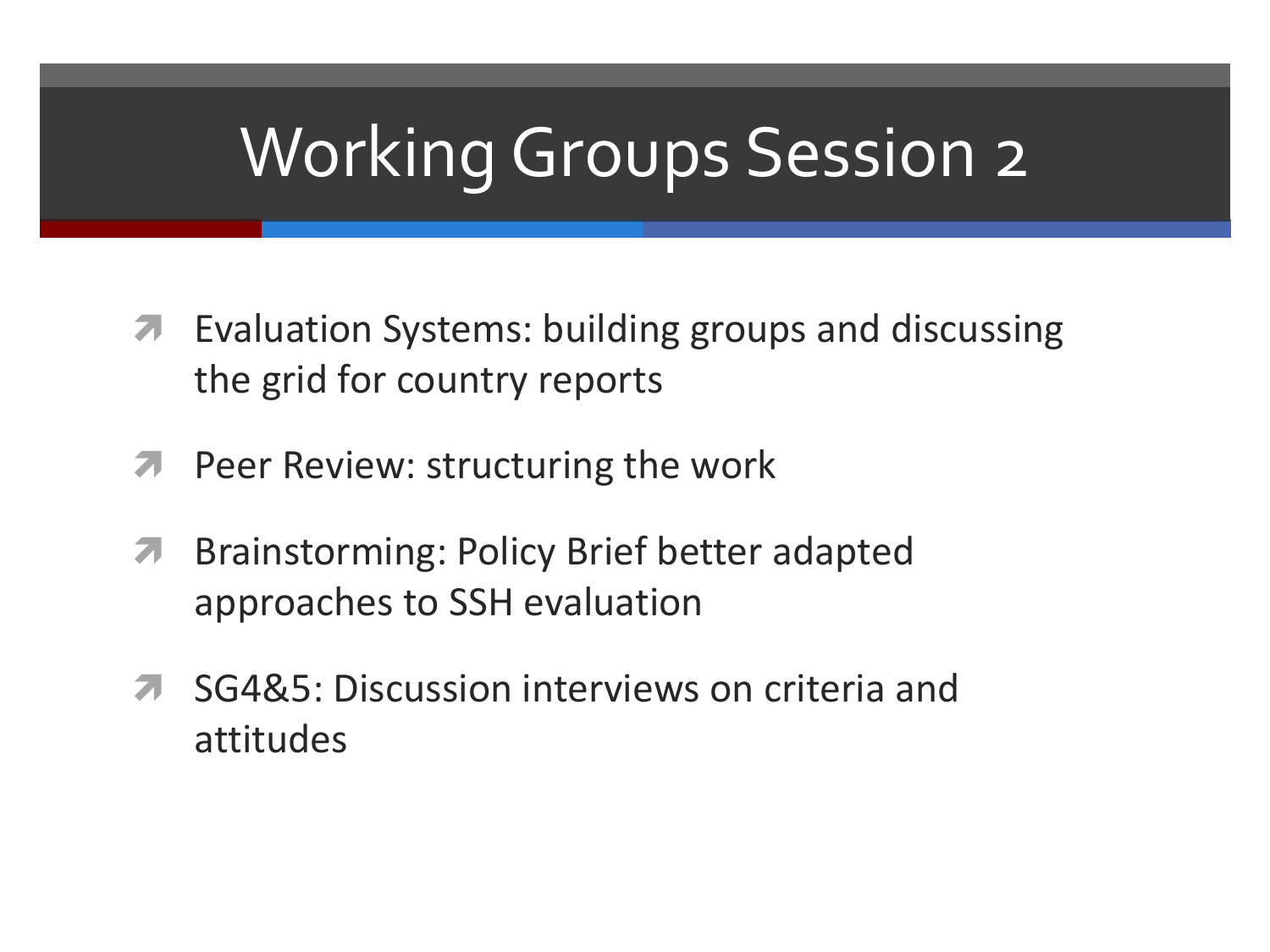# Working Groups Session 2

- Evaluation Systems: building groups and discussing the grid for country reports
- Peer Review: structuring the work
- Brainstorming: Policy Brief better adapted approaches to SSH evaluation
- SG4&5: Discussion interviews on criteria and attitudes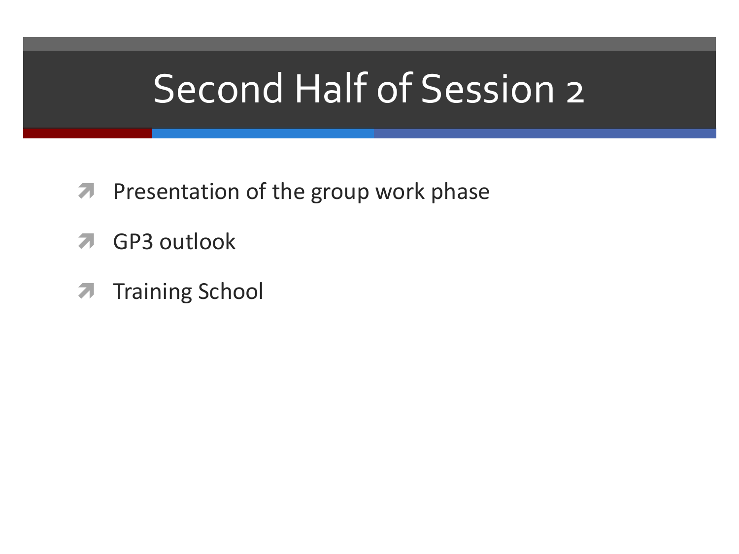# Second Half of Session 2

- Presentation of the group work phase
- GP3 outlook
- Training School